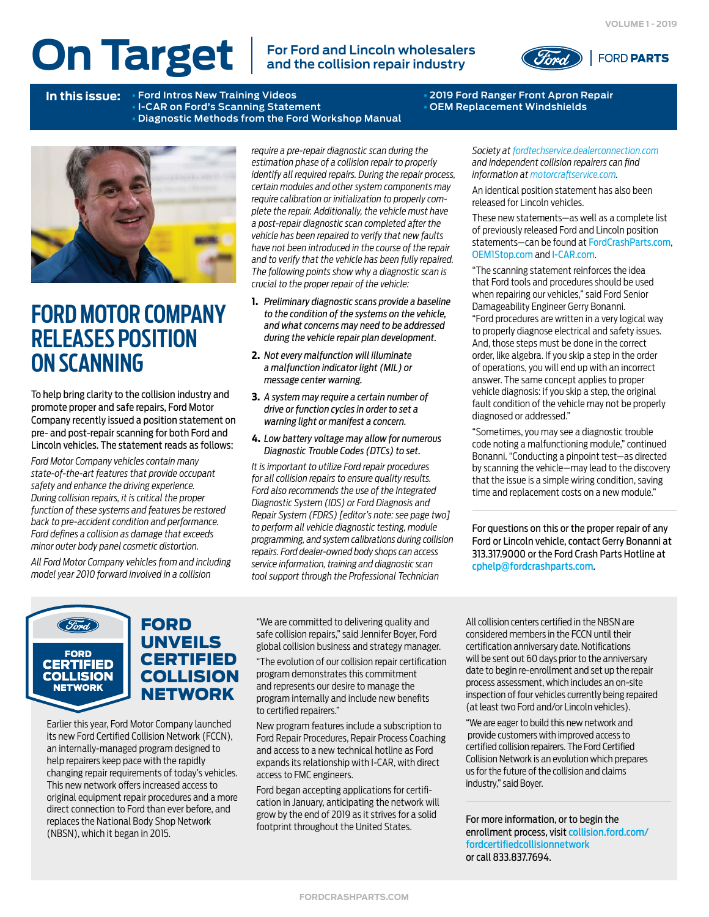# On Target

For Ford and Lincoln wholesalers and the collision repair industry

FORD PARTS

**In this issue:**
- Ford Intros New Training Videos
- I-CAR on Ford's Scanning Statement
- Diagnostic Methods from the Ford Workshop Manual
- 2019 Ford Ranger Front Apron Repair
- OEM Replacement Windshields

## FORD MOTOR COMPANY RELEASES POSITION ON SCANNING

To help bring clarity to the collision industry and promote proper and safe repairs, Ford Motor Company recently issued a position statement on pre- and post-repair scanning for both Ford and Lincoln vehicles. The statement reads as follows:

*Ford Motor Company vehicles contain many state-of-the-art features that provide occupant safety and enhance the driving experience. During collision repairs, it is critical the proper function of these systems and features be restored back to pre-accident condition and performance. Ford defines a collision as damage that exceeds minor outer body panel cosmetic distortion.*

*All Ford Motor Company vehicles from and including model year 2010 forward involved in a collision require a pre-repair diagnostic scan during the estimation phase of a collision repair to properly identify all required repairs. During the repair process, certain modules and other system components may require calibration or initialization to properly complete the repair. Additionally, the vehicle must have a post-repair diagnostic scan completed after the vehicle has been repaired to verify that new faults have not been introduced in the course of the repair and to verify that the vehicle has been fully repaired. The following points show why a diagnostic scan is crucial to the proper repair of the vehicle:*

1. *Preliminary diagnostic scans provide a baseline to the condition of the systems on the vehicle, and what concerns may need to be addressed during the vehicle repair plan development.*
2. *Not every malfunction will illuminate a malfunction indicator light (MIL) or message center warning.*
3. *A system may require a certain number of drive or function cycles in order to set a warning light or manifest a concern.*
4. *Low battery voltage may allow for numerous Diagnostic Trouble Codes (DTCs) to set.*

*It is important to utilize Ford repair procedures for all collision repairs to ensure quality results. Ford also recommends the use of the Integrated Diagnostic System (IDS) or Ford Diagnosis and Repair System (FDRS) [editor's note: see page two] to perform all vehicle diagnostic testing, module programming, and system calibrations during collision repairs. Ford dealer-owned body shops can access service information, training and diagnostic scan tool support through the Professional Technician Society at fordtechservice.dealerconnection.com and independent collision repairers can find information at motorcraftservice.com.*

An identical position statement has also been released for Lincoln vehicles.

These new statements—as well as a complete list of previously released Ford and Lincoln position statements—can be found at FordCrashParts.com, OEM1Stop.com and I-CAR.com.

"The scanning statement reinforces the idea that Ford tools and procedures should be used when repairing our vehicles," said Ford Senior Damageability Engineer Gerry Bonanni. "Ford procedures are written in a very logical way to properly diagnose electrical and safety issues. And, those steps must be done in the correct order, like algebra. If you skip a step in the order of operations, you will end up with an incorrect answer. The same concept applies to proper vehicle diagnosis: if you skip a step, the original fault condition of the vehicle may not be properly diagnosed or addressed."

"Sometimes, you may see a diagnostic trouble code noting a malfunctioning module," continued Bonanni. "Conducting a pinpoint test—as directed by scanning the vehicle—may lead to the discovery that the issue is a simple wiring condition, saving time and replacement costs on a new module."

For questions on this or the proper repair of any Ford or Lincoln vehicle, contact Gerry Bonanni at 313.317.9000 or the Ford Crash Parts Hotline at cphelp@fordcrashparts.com.

## FORD UNVEILS CERTIFIED COLLISION NETWORK

Earlier this year, Ford Motor Company launched its new Ford Certified Collision Network (FCCN), an internally-managed program designed to help repairers keep pace with the rapidly changing repair requirements of today's vehicles. This new network offers increased access to original equipment repair procedures and a more direct connection to Ford than ever before, and replaces the National Body Shop Network (NBSN), which it began in 2015.

"We are committed to delivering quality and safe collision repairs," said Jennifer Boyer, Ford global collision business and strategy manager. "The evolution of our collision repair certification program demonstrates this commitment and represents our desire to manage the program internally and include new benefits to certified repairers."

New program features include a subscription to Ford Repair Procedures, Repair Process Coaching and access to a new technical hotline as Ford expands its relationship with I-CAR, with direct access to FMC engineers.

Ford began accepting applications for certification in January, anticipating the network will grow by the end of 2019 as it strives for a solid footprint throughout the United States.

All collision centers certified in the NBSN are considered members in the FCCN until their certification anniversary date. Notifications will be sent out 60 days prior to the anniversary date to begin re-enrollment and set up the repair process assessment, which includes an on-site inspection of four vehicles currently being repaired (at least two Ford and/or Lincoln vehicles).

"We are eager to build this new network and provide customers with improved access to certified collision repairers. The Ford Certified Collision Network is an evolution which prepares us for the future of the collision and claims industry," said Boyer.

For more information, or to begin the enrollment process, visit collision.ford.com/fordcertifiedcollisionnetwork or call 833.837.7694.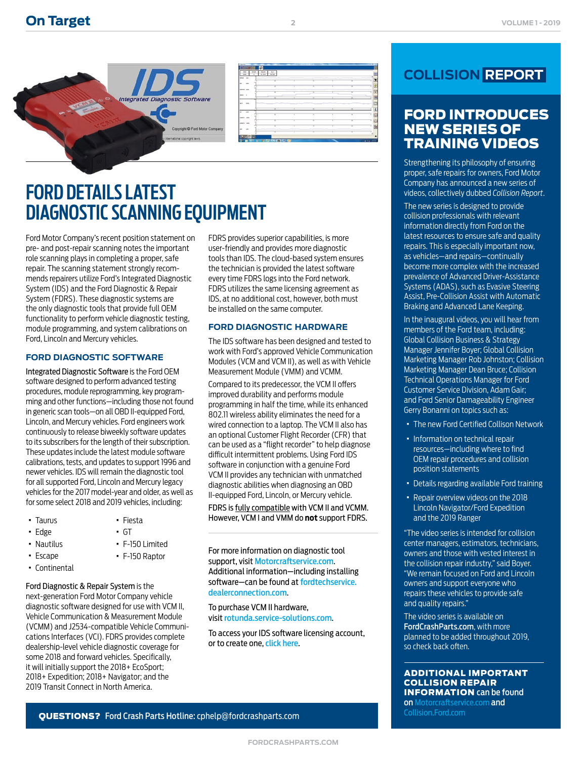# FORD DETAILS LATEST DIAGNOSTIC SCANNING EQUIPMENT

Ford Motor Company's recent position statement on pre- and post-repair scanning notes the important role scanning plays in completing a proper, safe repair. The scanning statement strongly recommends repairers utilize Ford's Integrated Diagnostic System (IDS) and the Ford Diagnostic & Repair System (FDRS). These diagnostic systems are the only diagnostic tools that provide full OEM functionality to perform vehicle diagnostic testing, module programming, and system calibrations on Ford, Lincoln and Mercury vehicles.

## FORD DIAGNOSTIC SOFTWARE

Integrated Diagnostic Software is the Ford OEM software designed to perform advanced testing procedures, module reprogramming, key programming and other functions—including those not found in generic scan tools—on all OBD II-equipped Ford, Lincoln, and Mercury vehicles. Ford engineers work continuously to release biweekly software updates to its subscribers for the length of their subscription. These updates include the latest module software calibrations, tests, and updates to support 1996 and newer vehicles. IDS will remain the diagnostic tool for all supported Ford, Lincoln and Mercury legacy vehicles for the 2017 model-year and older, as well as for some select 2018 and 2019 vehicles, including:

- Taurus
- Edge
- Nautilus
- Escape
- Continental
- Fiesta
- GT
- F-150 Limited
- F-150 Raptor

Ford Diagnostic & Repair System is the next-generation Ford Motor Company vehicle diagnostic software designed for use with VCM II, Vehicle Communication & Measurement Module (VCMM) and J2534-compatible Vehicle Communications Interfaces (VCI). FDRS provides complete dealership-level vehicle diagnostic coverage for some 2018 and forward vehicles. Specifically, it will initially support the 2018+ EcoSport; 2018+ Expedition; 2018+ Navigator; and the 2019 Transit Connect in North America.

FDRS provides superior capabilities, is more user-friendly and provides more diagnostic tools than IDS. The cloud-based system ensures the technician is provided the latest software every time FDRS logs into the Ford network. FDRS utilizes the same licensing agreement as IDS, at no additional cost, however, both must be installed on the same computer.

## FORD DIAGNOSTIC HARDWARE

The IDS software has been designed and tested to work with Ford's approved Vehicle Communication Modules (VCM and VCM II), as well as with Vehicle Measurement Module (VMM) and VCMM.

Compared to its predecessor, the VCM II offers improved durability and performs module programming in half the time, while its enhanced 802.11 wireless ability eliminates the need for a wired connection to a laptop. The VCM II also has an optional Customer Flight Recorder (CFR) that can be used as a "flight recorder" to help diagnose difficult intermittent problems. Using Ford IDS software in conjunction with a genuine Ford VCM II provides any technician with unmatched diagnostic abilities when diagnosing an OBD II-equipped Ford, Lincoln, or Mercury vehicle.

FDRS is fully compatible with VCM II and VCMM. However, VCM I and VMM do **not** support FDRS.

---

For more information on diagnostic tool support, visit Motorcraftservice.com. Additional information—including installing software—can be found at fordtechservice.dealerconnection.com.

To purchase VCM II hardware, visit rotunda.service-solutions.com.

To access your IDS software licensing account, or to create one, click here.

**QUESTIONS?** Ford Crash Parts Hotline: cphelp@fordcrashparts.com

# COLLISION REPORT

## FORD INTRODUCES NEW SERIES OF TRAINING VIDEOS

Strengthening its philosophy of ensuring proper, safe repairs for owners, Ford Motor Company has announced a new series of videos, collectively dubbed *Collision Report*.

The new series is designed to provide collision professionals with relevant information directly from Ford on the latest resources to ensure safe and quality repairs. This is especially important now, as vehicles—and repairs—continually become more complex with the increased prevalence of Advanced Driver-Assistance Systems (ADAS), such as Evasive Steering Assist, Pre-Collision Assist with Automatic Braking and Advanced Lane Keeping.

In the inaugural videos, you will hear from members of the Ford team, including: Global Collision Business & Strategy Manager Jennifer Boyer; Global Collision Marketing Manager Rob Johnston; Collision Marketing Manager Dean Bruce; Collision Technical Operations Manager for Ford Customer Service Division, Adam Gair; and Ford Senior Damageability Engineer Gerry Bonanni on topics such as:

- The new Ford Certified Collison Network
- Information on technical repair resources—including where to find OEM repair procedures and collision position statements
- Details regarding available Ford training
- Repair overview videos on the 2018 Lincoln Navigator/Ford Expedition and the 2019 Ranger

"The video series is intended for collision center managers, estimators, technicians, owners and those with vested interest in the collision repair industry," said Boyer. "We remain focused on Ford and Lincoln owners and support everyone who repairs these vehicles to provide safe and quality repairs."

The video series is available on **FordCrashParts.com**, with more planned to be added throughout 2019, so check back often.

**ADDITIONAL IMPORTANT COLLISION REPAIR INFORMATION** can be found on Motorcraftservice.com and Collision.Ford.com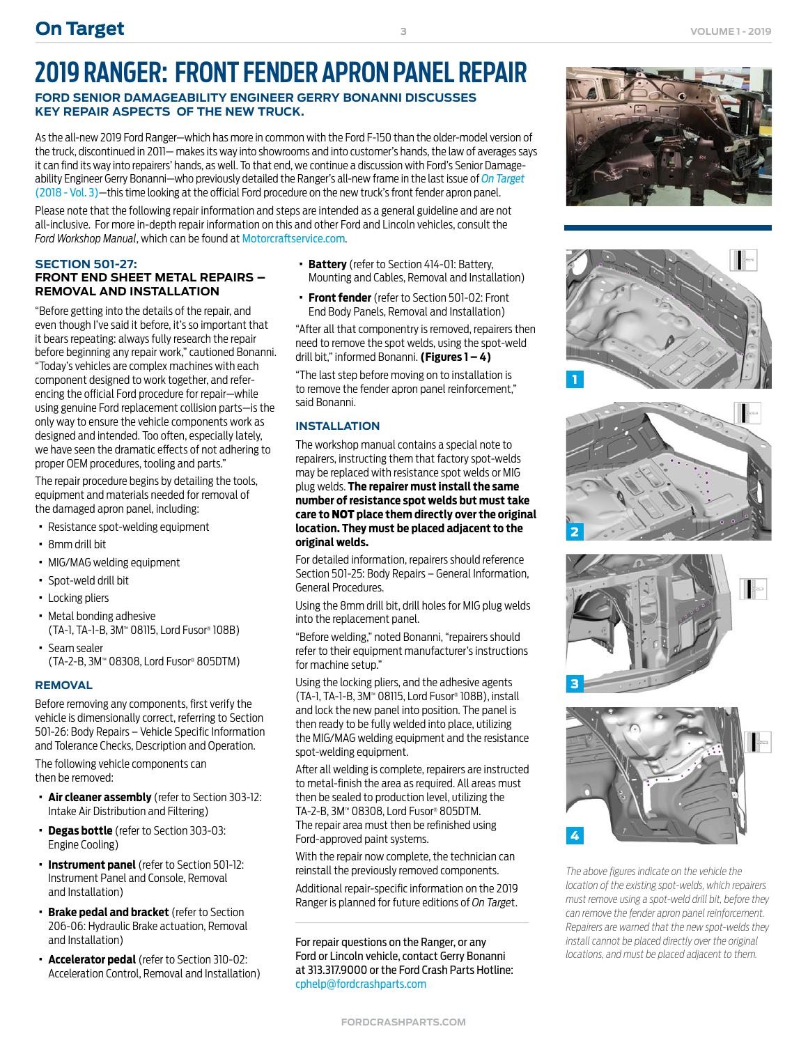# 2019 RANGER: FRONT FENDER APRON PANEL REPAIR

## FORD SENIOR DAMAGEABILITY ENGINEER GERRY BONANNI DISCUSSES KEY REPAIR ASPECTS OF THE NEW TRUCK.

As the all-new 2019 Ford Ranger—which has more in common with the Ford F-150 than the older-model version of the truck, discontinued in 2011— makes its way into showrooms and into customer's hands, the law of averages says it can find its way into repairers' hands, as well. To that end, we continue a discussion with Ford's Senior Damageability Engineer Gerry Bonanni—who previously detailed the Ranger's all-new frame in the last issue of *On Target* (2018 - Vol. 3)—this time looking at the official Ford procedure on the new truck's front fender apron panel.

Please note that the following repair information and steps are intended as a general guideline and are not all-inclusive. For more in-depth repair information on this and other Ford and Lincoln vehicles, consult the *Ford Workshop Manual*, which can be found at Motorcraftservice.com.

### SECTION 501-27: FRONT END SHEET METAL REPAIRS – REMOVAL AND INSTALLATION

"Before getting into the details of the repair, and even though I've said it before, it's so important that it bears repeating: always fully research the repair before beginning any repair work," cautioned Bonanni. "Today's vehicles are complex machines with each component designed to work together, and referencing the official Ford procedure for repair—while using genuine Ford replacement collision parts—is the only way to ensure the vehicle components work as designed and intended. Too often, especially lately, we have seen the dramatic effects of not adhering to proper OEM procedures, tooling and parts."

The repair procedure begins by detailing the tools, equipment and materials needed for removal of the damaged apron panel, including:

- Resistance spot-welding equipment
- 8mm drill bit
- MIG/MAG welding equipment
- Spot-weld drill bit
- Locking pliers
- Metal bonding adhesive (TA-1, TA-1-B, 3M™ 08115, Lord Fusor® 108B)
- Seam sealer (TA-2-B, 3M™ 08308, Lord Fusor® 805DTM)

### REMOVAL

Before removing any components, first verify the vehicle is dimensionally correct, referring to Section 501-26: Body Repairs – Vehicle Specific Information and Tolerance Checks, Description and Operation.

The following vehicle components can then be removed:

- **Air cleaner assembly** (refer to Section 303-12: Intake Air Distribution and Filtering)
- **Degas bottle** (refer to Section 303-03: Engine Cooling)
- **Instrument panel** (refer to Section 501-12: Instrument Panel and Console, Removal and Installation)
- **Brake pedal and bracket** (refer to Section 206-06: Hydraulic Brake actuation, Removal and Installation)
- **Accelerator pedal** (refer to Section 310-02: Acceleration Control, Removal and Installation)
- **Battery** (refer to Section 414-01: Battery, Mounting and Cables, Removal and Installation)
- **Front fender** (refer to Section 501-02: Front End Body Panels, Removal and Installation)

"After all that componentry is removed, repairers then need to remove the spot welds, using the spot-weld drill bit," informed Bonanni. **(Figures 1 – 4)**

"The last step before moving on to installation is to remove the fender apron panel reinforcement," said Bonanni.

### INSTALLATION

The workshop manual contains a special note to repairers, instructing them that factory spot-welds may be replaced with resistance spot welds or MIG plug welds. **The repairer must install the same number of resistance spot welds but must take care to NOT place them directly over the original location. They must be placed adjacent to the original welds.**

For detailed information, repairers should reference Section 501-25: Body Repairs – General Information, General Procedures.

Using the 8mm drill bit, drill holes for MIG plug welds into the replacement panel.

"Before welding," noted Bonanni, "repairers should refer to their equipment manufacturer's instructions for machine setup."

Using the locking pliers, and the adhesive agents (TA-1, TA-1-B, 3M™ 08115, Lord Fusor® 108B), install and lock the new panel into position. The panel is then ready to be fully welded into place, utilizing the MIG/MAG welding equipment and the resistance spot-welding equipment.

After all welding is complete, repairers are instructed to metal-finish the area as required. All areas must then be sealed to production level, utilizing the TA-2-B, 3M™ 08308, Lord Fusor® 805DTM. The repair area must then be refinished using Ford-approved paint systems.

With the repair now complete, the technician can reinstall the previously removed components.

Additional repair-specific information on the 2019 Ranger is planned for future editions of *On Target*.

For repair questions on the Ranger, or any Ford or Lincoln vehicle, contact Gerry Bonanni at 313.317.9000 or the Ford Crash Parts Hotline: cphelp@fordcrashparts.com

*The above figures indicate on the vehicle the location of the existing spot-welds, which repairers must remove using a spot-weld drill bit, before they can remove the fender apron panel reinforcement. Repairers are warned that the new spot-welds they install cannot be placed directly over the original locations, and must be placed adjacent to them.*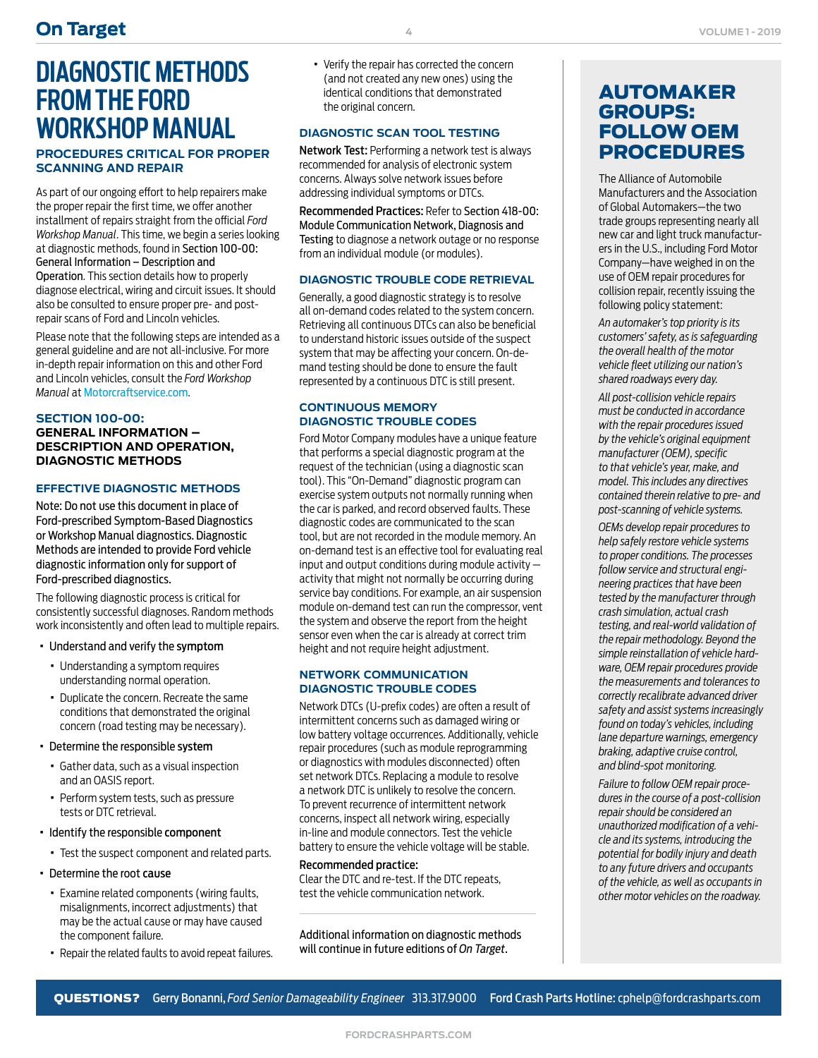# DIAGNOSTIC METHODS FROM THE FORD WORKSHOP MANUAL

## PROCEDURES CRITICAL FOR PROPER SCANNING AND REPAIR

As part of our ongoing effort to help repairers make the proper repair the first time, we offer another installment of repairs straight from the official *Ford Workshop Manual*. This time, we begin a series looking at diagnostic methods, found in Section 100-00: General Information – Description and Operation. This section details how to properly diagnose electrical, wiring and circuit issues. It should also be consulted to ensure proper pre- and post-repair scans of Ford and Lincoln vehicles.

Please note that the following steps are intended as a general guideline and are not all-inclusive. For more in-depth repair information on this and other Ford and Lincoln vehicles, consult the *Ford Workshop Manual* at Motorcraftservice.com.

## SECTION 100-00: GENERAL INFORMATION – DESCRIPTION AND OPERATION, DIAGNOSTIC METHODS

### EFFECTIVE DIAGNOSTIC METHODS

Note: Do not use this document in place of Ford-prescribed Symptom-Based Diagnostics or Workshop Manual diagnostics. Diagnostic Methods are intended to provide Ford vehicle diagnostic information only for support of Ford-prescribed diagnostics.

The following diagnostic process is critical for consistently successful diagnoses. Random methods work inconsistently and often lead to multiple repairs.

- Understand and verify the symptom
  - Understanding a symptom requires understanding normal operation.
  - Duplicate the concern. Recreate the same conditions that demonstrated the original concern (road testing may be necessary).
- Determine the responsible system
  - Gather data, such as a visual inspection and an OASIS report.
  - Perform system tests, such as pressure tests or DTC retrieval.
- Identify the responsible component
  - Test the suspect component and related parts.
- Determine the root cause
  - Examine related components (wiring faults, misalignments, incorrect adjustments) that may be the actual cause or may have caused the component failure.
  - Repair the related faults to avoid repeat failures.
  - Verify the repair has corrected the concern (and not created any new ones) using the identical conditions that demonstrated the original concern.

### DIAGNOSTIC SCAN TOOL TESTING

**Network Test:** Performing a network test is always recommended for analysis of electronic system concerns. Always solve network issues before addressing individual symptoms or DTCs.

**Recommended Practices:** Refer to Section 418-00: Module Communication Network, Diagnosis and Testing to diagnose a network outage or no response from an individual module (or modules).

### DIAGNOSTIC TROUBLE CODE RETRIEVAL

Generally, a good diagnostic strategy is to resolve all on-demand codes related to the system concern. Retrieving all continuous DTCs can also be beneficial to understand historic issues outside of the suspect system that may be affecting your concern. On-demand testing should be done to ensure the fault represented by a continuous DTC is still present.

### CONTINUOUS MEMORY DIAGNOSTIC TROUBLE CODES

Ford Motor Company modules have a unique feature that performs a special diagnostic program at the request of the technician (using a diagnostic scan tool). This "On-Demand" diagnostic program can exercise system outputs not normally running when the car is parked, and record observed faults. These diagnostic codes are communicated to the scan tool, but are not recorded in the module memory. An on-demand test is an effective tool for evaluating real input and output conditions during module activity — activity that might not normally be occurring during service bay conditions. For example, an air suspension module on-demand test can run the compressor, vent the system and observe the report from the height sensor even when the car is already at correct trim height and not require height adjustment.

### NETWORK COMMUNICATION DIAGNOSTIC TROUBLE CODES

Network DTCs (U-prefix codes) are often a result of intermittent concerns such as damaged wiring or low battery voltage occurrences. Additionally, vehicle repair procedures (such as module reprogramming or diagnostics with modules disconnected) often set network DTCs. Replacing a module to resolve a network DTC is unlikely to resolve the concern. To prevent recurrence of intermittent network concerns, inspect all network wiring, especially in-line and module connectors. Test the vehicle battery to ensure the vehicle voltage will be stable.

**Recommended practice:**
Clear the DTC and re-test. If the DTC repeats, test the vehicle communication network.

---

Additional information on diagnostic methods will continue in future editions of *On Target*.

## AUTOMAKER GROUPS: FOLLOW OEM PROCEDURES

The Alliance of Automobile Manufacturers and the Association of Global Automakers—the two trade groups representing nearly all new car and light truck manufacturers in the U.S., including Ford Motor Company—have weighed in on the use of OEM repair procedures for collision repair, recently issuing the following policy statement:

*An automaker's top priority is its customers' safety, as is safeguarding the overall health of the motor vehicle fleet utilizing our nation's shared roadways every day.*

*All post-collision vehicle repairs must be conducted in accordance with the repair procedures issued by the vehicle's original equipment manufacturer (OEM), specific to that vehicle's year, make, and model. This includes any directives contained therein relative to pre- and post-scanning of vehicle systems.*

*OEMs develop repair procedures to help safely restore vehicle systems to proper conditions. The processes follow service and structural engineering practices that have been tested by the manufacturer through crash simulation, actual crash testing, and real-world validation of the repair methodology. Beyond the simple reinstallation of vehicle hardware, OEM repair procedures provide the measurements and tolerances to correctly recalibrate advanced driver safety and assist systems increasingly found on today's vehicles, including lane departure warnings, emergency braking, adaptive cruise control, and blind-spot monitoring.*

*Failure to follow OEM repair procedures in the course of a post-collision repair should be considered an unauthorized modification of a vehicle and its systems, introducing the potential for bodily injury and death to any future drivers and occupants of the vehicle, as well as occupants in other motor vehicles on the roadway.*

**QUESTIONS?** Gerry Bonanni, *Ford Senior Damageability Engineer* 313.317.9000 **Ford Crash Parts Hotline:** cphelp@fordcrashparts.com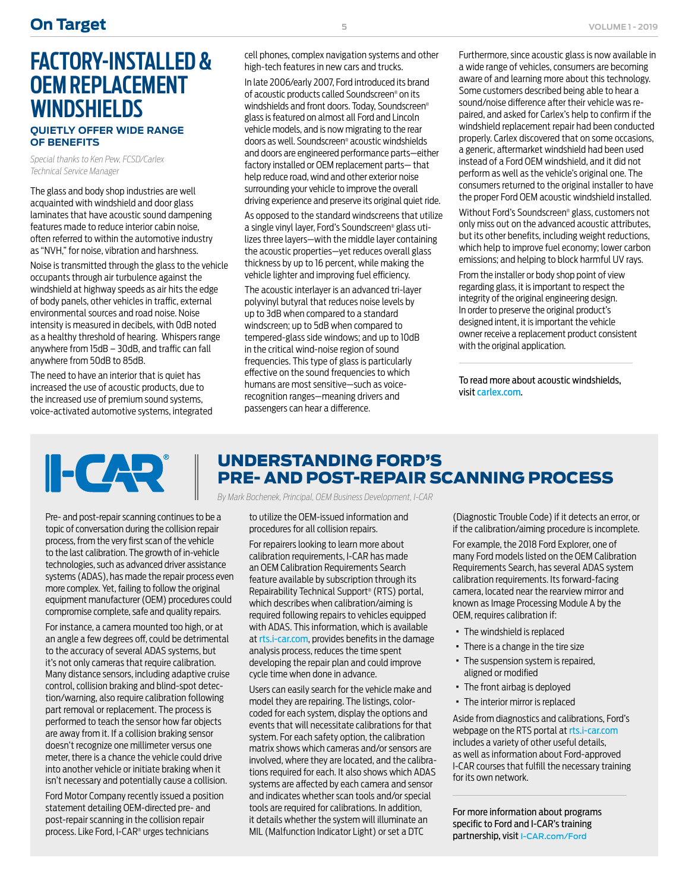# FACTORY-INSTALLED & OEM REPLACEMENT WINDSHIELDS

### QUIETLY OFFER WIDE RANGE OF BENEFITS

*Special thanks to Ken Pew, FCSD/Carlex Technical Service Manager*

The glass and body shop industries are well acquainted with windshield and door glass laminates that have acoustic sound dampening features made to reduce interior cabin noise, often referred to within the automotive industry as "NVH," for noise, vibration and harshness.

Noise is transmitted through the glass to the vehicle occupants through air turbulence against the windshield at highway speeds as air hits the edge of body panels, other vehicles in traffic, external environmental sources and road noise. Noise intensity is measured in decibels, with 0dB noted as a healthy threshold of hearing. Whispers range anywhere from 15dB – 30dB, and traffic can fall anywhere from 50dB to 85dB.

The need to have an interior that is quiet has increased the use of acoustic products, due to the increased use of premium sound systems, voice-activated automotive systems, integrated cell phones, complex navigation systems and other high-tech features in new cars and trucks.

In late 2006/early 2007, Ford introduced its brand of acoustic products called Soundscreen® on its windshields and front doors. Today, Soundscreen® glass is featured on almost all Ford and Lincoln vehicle models, and is now migrating to the rear doors as well. Soundscreen® acoustic windshields and doors are engineered performance parts—either factory installed or OEM replacement parts— that help reduce road, wind and other exterior noise surrounding your vehicle to improve the overall driving experience and preserve its original quiet ride.

As opposed to the standard windscreens that utilize a single vinyl layer, Ford's Soundscreen® glass utilizes three layers—with the middle layer containing the acoustic properties—yet reduces overall glass thickness by up to 16 percent, while making the vehicle lighter and improving fuel efficiency.

The acoustic interlayer is an advanced tri-layer polyvinyl butyral that reduces noise levels by up to 3dB when compared to a standard windscreen; up to 5dB when compared to tempered-glass side windows; and up to 10dB in the critical wind-noise region of sound frequencies. This type of glass is particularly effective on the sound frequencies to which humans are most sensitive—such as voice-recognition ranges—meaning drivers and passengers can hear a difference.

Furthermore, since acoustic glass is now available in a wide range of vehicles, consumers are becoming aware of and learning more about this technology. Some customers described being able to hear a sound/noise difference after their vehicle was repaired, and asked for Carlex's help to confirm if the windshield replacement repair had been conducted properly. Carlex discovered that on some occasions, a generic, aftermarket windshield had been used instead of a Ford OEM windshield, and it did not perform as well as the vehicle's original one. The consumers returned to the original installer to have the proper Ford OEM acoustic windshield installed.

Without Ford's Soundscreen® glass, customers not only miss out on the advanced acoustic attributes, but its other benefits, including weight reductions, which help to improve fuel economy; lower carbon emissions; and helping to block harmful UV rays.

From the installer or body shop point of view regarding glass, it is important to respect the integrity of the original engineering design. In order to preserve the original product's designed intent, it is important the vehicle owner receive a replacement product consistent with the original application.

---

To read more about acoustic windshields, visit carlex.com.

# UNDERSTANDING FORD'S PRE- AND POST-REPAIR SCANNING PROCESS

*By Mark Bochenek, Principal, OEM Business Development, I-CAR*

Pre- and post-repair scanning continues to be a topic of conversation during the collision repair process, from the very first scan of the vehicle to the last calibration. The growth of in-vehicle technologies, such as advanced driver assistance systems (ADAS), has made the repair process even more complex. Yet, failing to follow the original equipment manufacturer (OEM) procedures could compromise complete, safe and quality repairs.

For instance, a camera mounted too high, or at an angle a few degrees off, could be detrimental to the accuracy of several ADAS systems, but it's not only cameras that require calibration. Many distance sensors, including adaptive cruise control, collision braking and blind-spot detection/warning, also require calibration following part removal or replacement. The process is performed to teach the sensor how far objects are away from it. If a collision braking sensor doesn't recognize one millimeter versus one meter, there is a chance the vehicle could drive into another vehicle or initiate braking when it isn't necessary and potentially cause a collision.

Ford Motor Company recently issued a position statement detailing OEM-directed pre- and post-repair scanning in the collision repair process. Like Ford, I-CAR® urges technicians to utilize the OEM-issued information and procedures for all collision repairs.

For repairers looking to learn more about calibration requirements, I-CAR has made an OEM Calibration Requirements Search feature available by subscription through its Repairability Technical Support® (RTS) portal, which describes when calibration/aiming is required following repairs to vehicles equipped with ADAS. This information, which is available at rts.i-car.com, provides benefits in the damage analysis process, reduces the time spent developing the repair plan and could improve cycle time when done in advance.

Users can easily search for the vehicle make and model they are repairing. The listings, color-coded for each system, display the options and events that will necessitate calibrations for that system. For each safety option, the calibration matrix shows which cameras and/or sensors are involved, where they are located, and the calibrations required for each. It also shows which ADAS systems are affected by each camera and sensor and indicates whether scan tools and/or special tools are required for calibrations. In addition, it details whether the system will illuminate an MIL (Malfunction Indicator Light) or set a DTC (Diagnostic Trouble Code) if it detects an error, or if the calibration/aiming procedure is incomplete.

For example, the 2018 Ford Explorer, one of many Ford models listed on the OEM Calibration Requirements Search, has several ADAS system calibration requirements. Its forward-facing camera, located near the rearview mirror and known as Image Processing Module A by the OEM, requires calibration if:

- The windshield is replaced
- There is a change in the tire size
- The suspension system is repaired, aligned or modified
- The front airbag is deployed
- The interior mirror is replaced

Aside from diagnostics and calibrations, Ford's webpage on the RTS portal at rts.i-car.com includes a variety of other useful details, as well as information about Ford-approved I-CAR courses that fulfill the necessary training for its own network.

---

For more information about programs specific to Ford and I-CAR's training partnership, visit I-CAR.com/Ford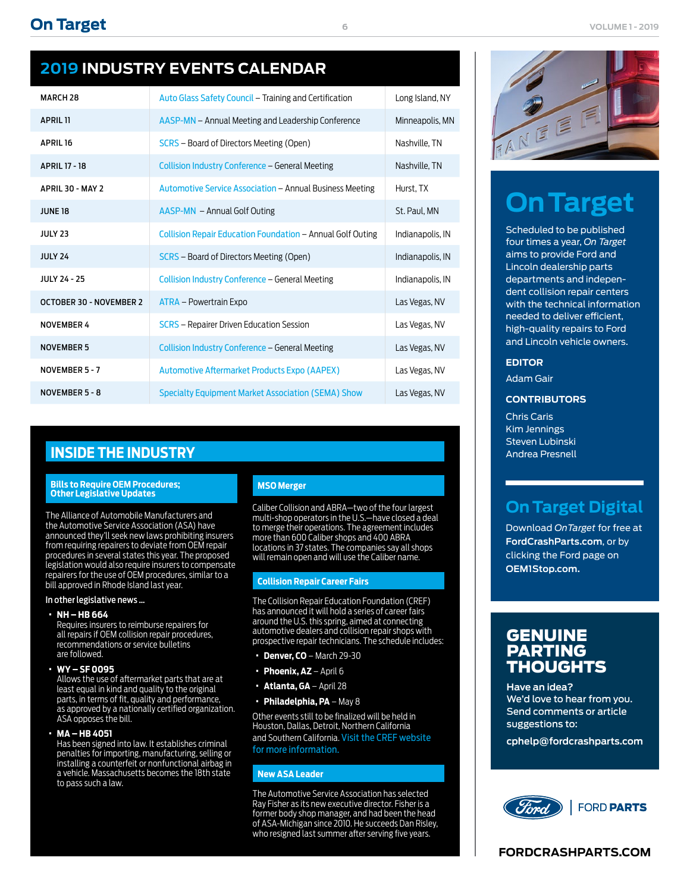## 2019 INDUSTRY EVENTS CALENDAR

| | | |
|---|---|---|
| MARCH 28 | Auto Glass Safety Council – Training and Certification | Long Island, NY |
| APRIL 11 | AASP-MN – Annual Meeting and Leadership Conference | Minneapolis, MN |
| APRIL 16 | SCRS – Board of Directors Meeting (Open) | Nashville, TN |
| APRIL 17 - 18 | Collision Industry Conference – General Meeting | Nashville, TN |
| APRIL 30 - MAY 2 | Automotive Service Association – Annual Business Meeting | Hurst, TX |
| JUNE 18 | AASP-MN – Annual Golf Outing | St. Paul, MN |
| JULY 23 | Collision Repair Education Foundation – Annual Golf Outing | Indianapolis, IN |
| JULY 24 | SCRS – Board of Directors Meeting (Open) | Indianapolis, IN |
| JULY 24 - 25 | Collision Industry Conference – General Meeting | Indianapolis, IN |
| OCTOBER 30 - NOVEMBER 2 | ATRA – Powertrain Expo | Las Vegas, NV |
| NOVEMBER 4 | SCRS – Repairer Driven Education Session | Las Vegas, NV |
| NOVEMBER 5 | Collision Industry Conference – General Meeting | Las Vegas, NV |
| NOVEMBER 5 - 7 | Automotive Aftermarket Products Expo (AAPEX) | Las Vegas, NV |
| NOVEMBER 5 - 8 | Specialty Equipment Market Association (SEMA) Show | Las Vegas, NV |

## INSIDE THE INDUSTRY

### Bills to Require OEM Procedures; Other Legislative Updates

The Alliance of Automobile Manufacturers and the Automotive Service Association (ASA) have announced they'll seek new laws prohibiting insurers from requiring repairers to deviate from OEM repair procedures in several states this year. The proposed legislation would also require insurers to compensate repairers for the use of OEM procedures, similar to a bill approved in Rhode Island last year.

In other legislative news ...

- **NH – HB 664**
  Requires insurers to reimburse repairers for all repairs if OEM collision repair procedures, recommendations or service bulletins are followed.
- **WY – SF 0095**
  Allows the use of aftermarket parts that are at least equal in kind and quality to the original parts, in terms of fit, quality and performance, as approved by a nationally certified organization. ASA opposes the bill.
- **MA – HB 4051**
  Has been signed into law. It establishes criminal penalties for importing, manufacturing, selling or installing a counterfeit or nonfunctional airbag in a vehicle. Massachusetts becomes the 18th state to pass such a law.

### MSO Merger

Caliber Collision and ABRA—two of the four largest multi-shop operators in the U.S.—have closed a deal to merge their operations. The agreement includes more than 600 Caliber shops and 400 ABRA locations in 37 states. The companies say all shops will remain open and will use the Caliber name.

### Collision Repair Career Fairs

The Collision Repair Education Foundation (CREF) has announced it will hold a series of career fairs around the U.S. this spring, aimed at connecting automotive dealers and collision repair shops with prospective repair technicians. The schedule includes:

- **Denver, CO** – March 29-30
- **Phoenix, AZ** – April 6
- **Atlanta, GA** – April 28
- **Philadelphia, PA** – May 8

Other events still to be finalized will be held in Houston, Dallas, Detroit, Northern California and Southern California. Visit the CREF website for more information.

### New ASA Leader

The Automotive Service Association has selected Ray Fisher as its new executive director. Fisher is a former body shop manager, and had been the head of ASA-Michigan since 2010. He succeeds Dan Risley, who resigned last summer after serving five years.

## On Target

Scheduled to be published four times a year, *On Target* aims to provide Ford and Lincoln dealership parts departments and independent collision repair centers with the technical information needed to deliver efficient, high-quality repairs to Ford and Lincoln vehicle owners.

**EDITOR**

Adam Gair

**CONTRIBUTORS**

Chris Caris
Kim Jennings
Steven Lubinski
Andrea Presnell

## On Target Digital

Download *On Target* for free at **FordCrashParts.com**, or by clicking the Ford page on **OEM1Stop.com.**

## GENUINE PARTING THOUGHTS

**Have an idea?
We'd love to hear from you.
Send comments or article suggestions to:**

**cphelp@fordcrashparts.com**

FORD PARTS

**FORDCRASHPARTS.COM**